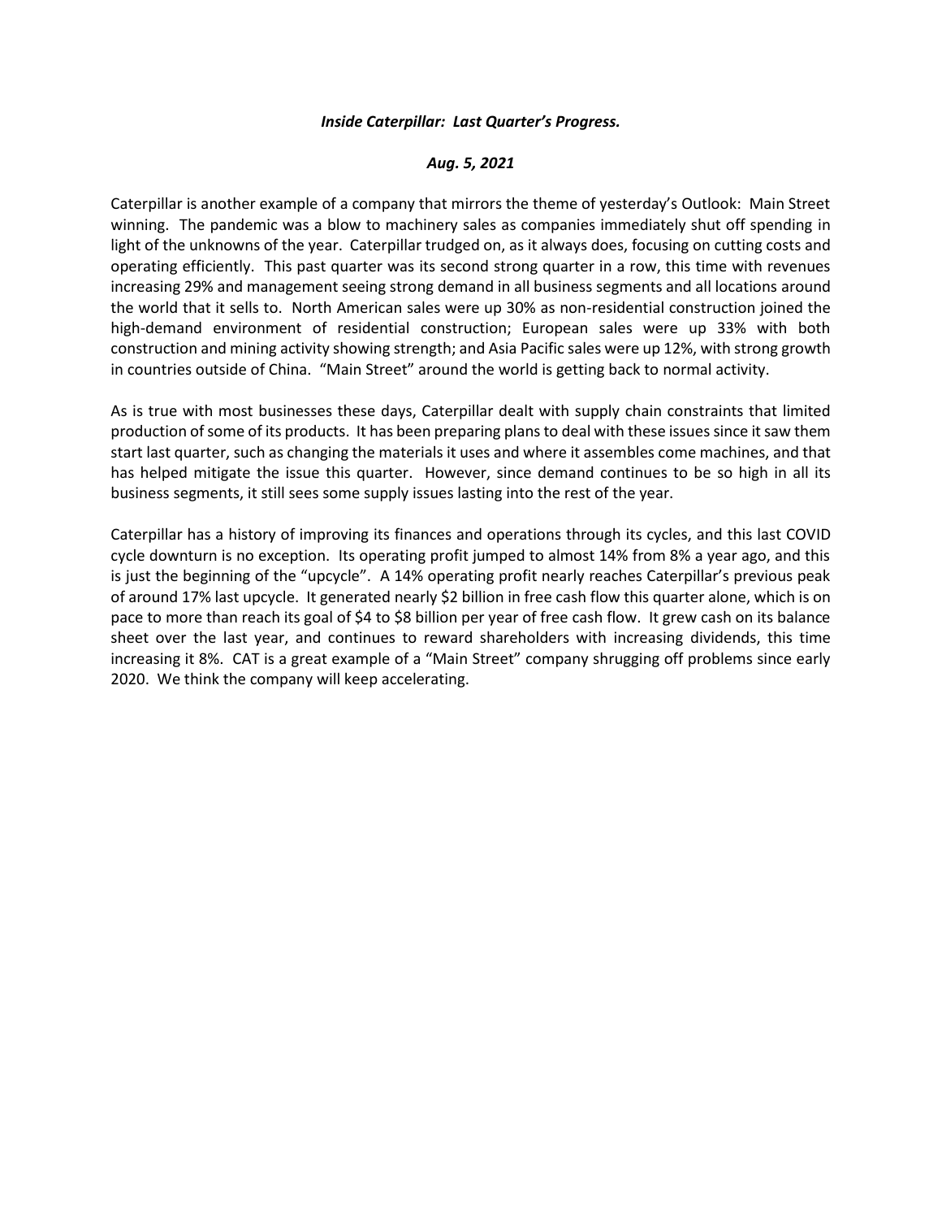***Inside Caterpillar: Last Quarter's Progress.***

***Aug. 5, 2021***

Caterpillar is another example of a company that mirrors the theme of yesterday's Outlook: Main Street winning. The pandemic was a blow to machinery sales as companies immediately shut off spending in light of the unknowns of the year. Caterpillar trudged on, as it always does, focusing on cutting costs and operating efficiently. This past quarter was its second strong quarter in a row, this time with revenues increasing 29% and management seeing strong demand in all business segments and all locations around the world that it sells to. North American sales were up 30% as non-residential construction joined the high-demand environment of residential construction; European sales were up 33% with both construction and mining activity showing strength; and Asia Pacific sales were up 12%, with strong growth in countries outside of China. "Main Street" around the world is getting back to normal activity.

As is true with most businesses these days, Caterpillar dealt with supply chain constraints that limited production of some of its products. It has been preparing plans to deal with these issues since it saw them start last quarter, such as changing the materials it uses and where it assembles come machines, and that has helped mitigate the issue this quarter. However, since demand continues to be so high in all its business segments, it still sees some supply issues lasting into the rest of the year.

Caterpillar has a history of improving its finances and operations through its cycles, and this last COVID cycle downturn is no exception. Its operating profit jumped to almost 14% from 8% a year ago, and this is just the beginning of the "upcycle". A 14% operating profit nearly reaches Caterpillar's previous peak of around 17% last upcycle. It generated nearly $2 billion in free cash flow this quarter alone, which is on pace to more than reach its goal of $4 to $8 billion per year of free cash flow. It grew cash on its balance sheet over the last year, and continues to reward shareholders with increasing dividends, this time increasing it 8%. CAT is a great example of a "Main Street" company shrugging off problems since early 2020. We think the company will keep accelerating.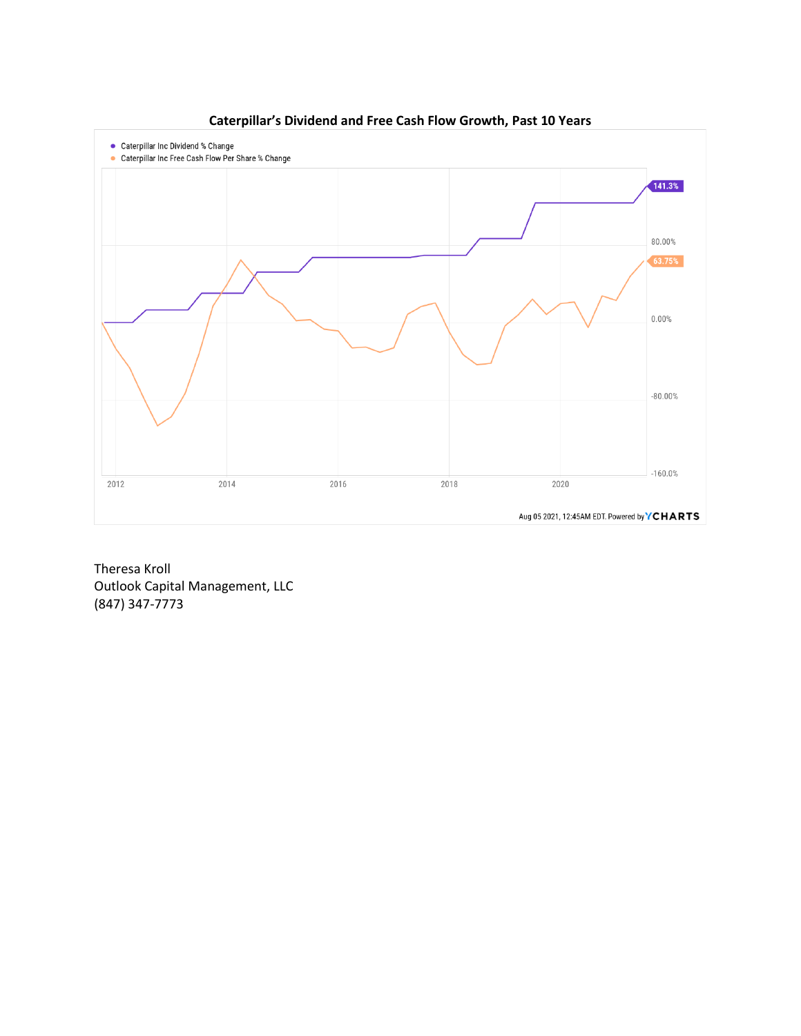**Caterpillar's Dividend and Free Cash Flow Growth, Past 10 Years**

Caterpillar Inc Dividend % Change

Caterpillar Inc Free Cash Flow Per Share % Change

141.3%

80.00%

63.75%

0.00%

-80.00%

-160.0%

2012

2014

2016

2018

2020

Aug 05 2021, 12:45AM EDT. Powered by YCHARTS

Theresa Kroll
Outlook Capital Management, LLC
(847) 347-7773